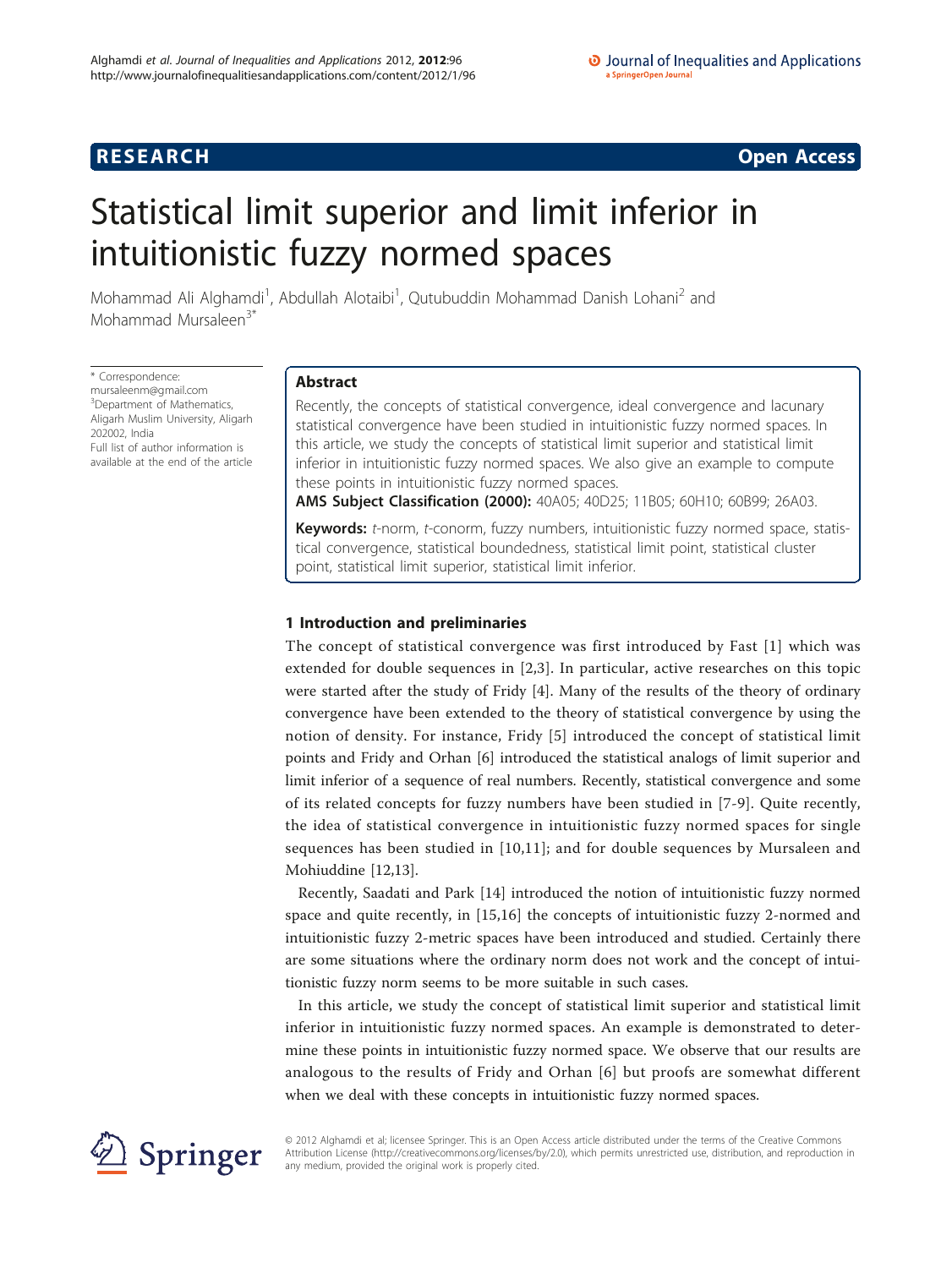RESEARCH Open Access

# Statistical limit superior and limit inferior in intuitionistic fuzzy normed spaces

Mohammad Ali Alghamdi[1], Abdullah Alotaibi[1], Qutubuddin Mohammad Danish Lohani[2] and Mohammad Mursaleen[3*]

\* Correspondence: mursaleenm@gmail.com
[3]Department of Mathematics, Aligarh Muslim University, Aligarh 202002, India
Full list of author information is available at the end of the article

## Abstract

Recently, the concepts of statistical convergence, ideal convergence and lacunary statistical convergence have been studied in intuitionistic fuzzy normed spaces. In this article, we study the concepts of statistical limit superior and statistical limit inferior in intuitionistic fuzzy normed spaces. We also give an example to compute these points in intuitionistic fuzzy normed spaces.

**AMS Subject Classification (2000):** 40A05; 40D25; 11B05; 60H10; 60B99; 26A03.

**Keywords:** *t*-norm, *t*-conorm, fuzzy numbers, intuitionistic fuzzy normed space, statistical convergence, statistical boundedness, statistical limit point, statistical cluster point, statistical limit superior, statistical limit inferior.

## 1 Introduction and preliminaries

The concept of statistical convergence was first introduced by Fast [1] which was extended for double sequences in [2,3]. In particular, active researches on this topic were started after the study of Fridy [4]. Many of the results of the theory of ordinary convergence have been extended to the theory of statistical convergence by using the notion of density. For instance, Fridy [5] introduced the concept of statistical limit points and Fridy and Orhan [6] introduced the statistical analogs of limit superior and limit inferior of a sequence of real numbers. Recently, statistical convergence and some of its related concepts for fuzzy numbers have been studied in [7-9]. Quite recently, the idea of statistical convergence in intuitionistic fuzzy normed spaces for single sequences has been studied in [10,11]; and for double sequences by Mursaleen and Mohiuddine [12,13].

Recently, Saadati and Park [14] introduced the notion of intuitionistic fuzzy normed space and quite recently, in [15,16] the concepts of intuitionistic fuzzy 2-normed and intuitionistic fuzzy 2-metric spaces have been introduced and studied. Certainly there are some situations where the ordinary norm does not work and the concept of intuitionistic fuzzy norm seems to be more suitable in such cases.

In this article, we study the concept of statistical limit superior and statistical limit inferior in intuitionistic fuzzy normed spaces. An example is demonstrated to determine these points in intuitionistic fuzzy normed space. We observe that our results are analogous to the results of Fridy and Orhan [6] but proofs are somewhat different when we deal with these concepts in intuitionistic fuzzy normed spaces.

© 2012 Alghamdi et al; licensee Springer. This is an Open Access article distributed under the terms of the Creative Commons Attribution License (http://creativecommons.org/licenses/by/2.0), which permits unrestricted use, distribution, and reproduction in any medium, provided the original work is properly cited.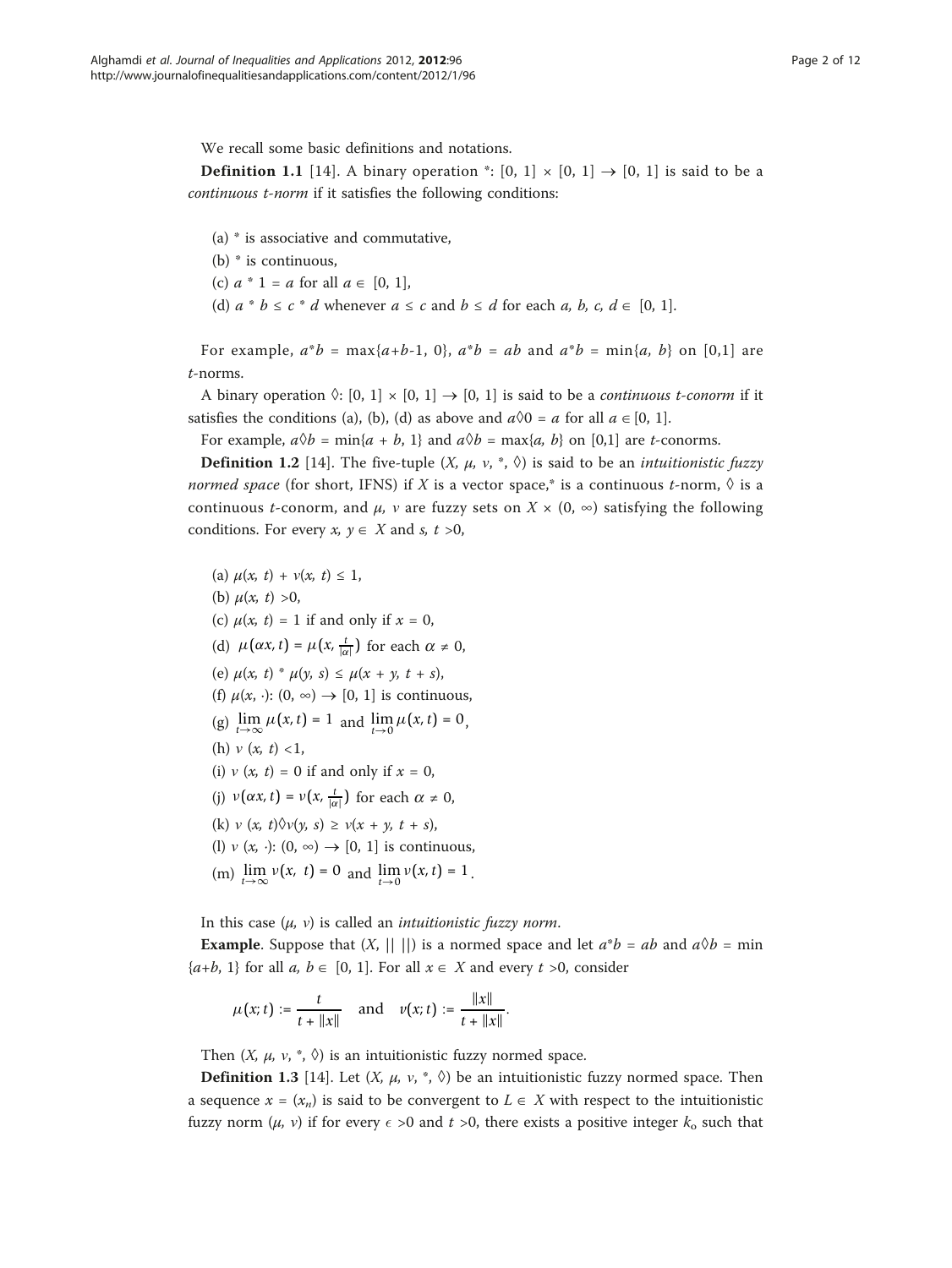We recall some basic definitions and notations.

**Definition 1.1** [14]. A binary operation $*$: $[0, 1] \times [0, 1] \to [0, 1]$ is said to be a *continuous t-norm* if it satisfies the following conditions:

(a) $*$ is associative and commutative,

(b) $*$ is continuous,

(c) $a * 1 = a$ for all $a \in [0, 1]$,

(d) $a * b \leq c * d$ whenever $a \leq c$ and $b \leq d$ for each $a, b, c, d \in [0, 1]$.

For example, $a*b = \max\{a+b-1, 0\}$, $a*b = ab$ and $a*b = \min\{a, b\}$ on $[0,1]$ are *t*-norms.

A binary operation $\lozenge$: $[0, 1] \times [0, 1] \to [0, 1]$ is said to be a *continuous t-conorm* if it satisfies the conditions (a), (b), (d) as above and $a \lozenge 0 = a$ for all $a \in [0, 1]$.

For example, $a \lozenge b = \min\{a + b, 1\}$ and $a \lozenge b = \max\{a, b\}$ on $[0,1]$ are *t*-conorms.

**Definition 1.2** [14]. The five-tuple $(X, \mu, \nu, *, \lozenge)$ is said to be an *intuitionistic fuzzy normed space* (for short, IFNS) if $X$ is a vector space,$*$ is a continuous *t*-norm, $\lozenge$ is a continuous *t*-conorm, and $\mu$, $\nu$ are fuzzy sets on $X \times (0, \infty)$ satisfying the following conditions. For every $x, y \in X$ and $s, t > 0$,

(a) $\mu(x, t) + \nu(x, t) \leq 1$,

(b) $\mu(x, t) > 0$,

(c) $\mu(x, t) = 1$ if and only if $x = 0$,

(d) $\mu(\alpha x, t) = \mu(x, \frac{t}{|\alpha|})$ for each $\alpha \neq 0$,

(e) $\mu(x, t) * \mu(y, s) \leq \mu(x + y, t + s)$,

(f) $\mu(x, \cdot)$: $(0, \infty) \to [0, 1]$ is continuous,

(g) $\lim_{t\to\infty} \mu(x, t) = 1$ and $\lim_{t\to 0} \mu(x, t) = 0$,

(h) $\nu(x, t) < 1$,

(i) $\nu(x, t) = 0$ if and only if $x = 0$,

(j) $\nu(\alpha x, t) = \nu(x, \frac{t}{|\alpha|})$ for each $\alpha \neq 0$,

(k) $\nu(x, t) \lozenge \nu(y, s) \geq \nu(x + y, t + s)$,

(l) $\nu(x, \cdot)$: $(0, \infty) \to [0, 1]$ is continuous,

(m) $\lim_{t\to\infty} \nu(x, t) = 0$ and $\lim_{t\to 0} \nu(x, t) = 1$.

In this case $(\mu, \nu)$ is called an *intuitionistic fuzzy norm*.

**Example**. Suppose that $(X, \|\ \|)$ is a normed space and let $a*b = ab$ and $a \lozenge b = \min\{a+b, 1\}$ for all $a, b \in [0, 1]$. For all $x \in X$ and every $t > 0$, consider

$$\mu(x; t) := \frac{t}{t + \|x\|} \quad \text{and} \quad \nu(x; t) := \frac{\|x\|}{t + \|x\|}.$$

Then $(X, \mu, \nu, *, \lozenge)$ is an intuitionistic fuzzy normed space.

**Definition 1.3** [14]. Let $(X, \mu, \nu, *, \lozenge)$ be an intuitionistic fuzzy normed space. Then a sequence $x = (x_n)$ is said to be convergent to $L \in X$ with respect to the intuitionistic fuzzy norm $(\mu, \nu)$ if for every $\epsilon > 0$ and $t > 0$, there exists a positive integer $k_o$ such that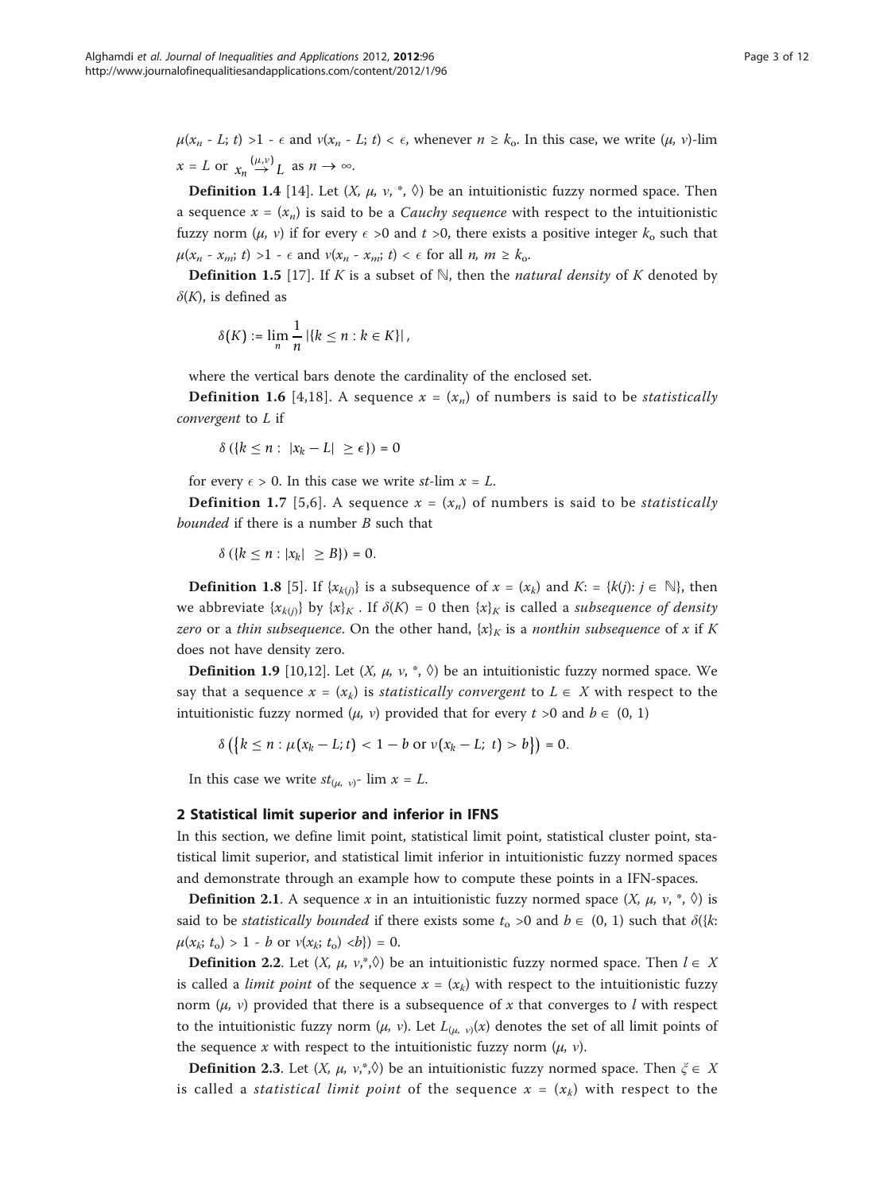$\mu(x_n - L; t) > 1 - \epsilon$ and $\nu(x_n - L; t) < \epsilon$, whenever $n \geq k_o$. In this case, we write $(\mu, \nu)$-lim $x = L$ or $x_n \overset{(\mu,\nu)}{\rightarrow} L$ as $n \rightarrow \infty$.

**Definition 1.4** [14]. Let $(X, \mu, \nu, *, \Diamond)$ be an intuitionistic fuzzy normed space. Then a sequence $x = (x_n)$ is said to be a *Cauchy sequence* with respect to the intuitionistic fuzzy norm $(\mu, \nu)$ if for every $\epsilon > 0$ and $t > 0$, there exists a positive integer $k_o$ such that $\mu(x_n - x_m; t) > 1 - \epsilon$ and $\nu(x_n - x_m; t) < \epsilon$ for all $n, m \geq k_o$.

**Definition 1.5** [17]. If $K$ is a subset of $\mathbb{N}$, then the *natural density* of $K$ denoted by $\delta(K)$, is defined as

$$\delta(K) := \lim_{n} \frac{1}{n} |\{k \leq n : k \in K\}|,$$

where the vertical bars denote the cardinality of the enclosed set.

**Definition 1.6** [4,18]. A sequence $x = (x_n)$ of numbers is said to be *statistically convergent* to $L$ if

$$\delta(\{k \leq n : |x_k - L| \geq \epsilon\}) = 0$$

for every $\epsilon > 0$. In this case we write *st*-lim $x = L$.

**Definition 1.7** [5,6]. A sequence $x = (x_n)$ of numbers is said to be *statistically bounded* if there is a number $B$ such that

$$\delta(\{k \leq n : |x_k| \geq B\}) = 0.$$

**Definition 1.8** [5]. If $\{x_{k(j)}\}$ is a subsequence of $x = (x_k)$ and $K := \{k(j) : j \in \mathbb{N}\}$, then we abbreviate $\{x_{k(j)}\}$ by $\{x\}_K$ . If $\delta(K) = 0$ then $\{x\}_K$ is called a *subsequence of density zero* or a *thin subsequence*. On the other hand, $\{x\}_K$ is a *nonthin subsequence* of $x$ if $K$ does not have density zero.

**Definition 1.9** [10,12]. Let $(X, \mu, \nu, *, \Diamond)$ be an intuitionistic fuzzy normed space. We say that a sequence $x = (x_k)$ is *statistically convergent* to $L \in X$ with respect to the intuitionistic fuzzy normed $(\mu, \nu)$ provided that for every $t > 0$ and $b \in (0, 1)$

$$\delta\left(\left\{k \leq n : \mu(x_k - L; t) < 1 - b \text{ or } \nu(x_k - L;\ t) > b\right\}\right) = 0.$$

In this case we write $st_{(\mu,\ \nu)}$- lim $x = L$.

## 2 Statistical limit superior and inferior in IFNS

In this section, we define limit point, statistical limit point, statistical cluster point, statistical limit superior, and statistical limit inferior in intuitionistic fuzzy normed spaces and demonstrate through an example how to compute these points in a IFN-spaces.

**Definition 2.1**. A sequence $x$ in an intuitionistic fuzzy normed space $(X, \mu, \nu, *, \Diamond)$ is said to be *statistically bounded* if there exists some $t_o > 0$ and $b \in (0, 1)$ such that $\delta(\{k: \mu(x_k; t_o) > 1 - b \text{ or } \nu(x_k; t_o) < b\}) = 0$.

**Definition 2.2**. Let $(X, \mu, \nu, *, \Diamond)$ be an intuitionistic fuzzy normed space. Then $l \in X$ is called a *limit point* of the sequence $x = (x_k)$ with respect to the intuitionistic fuzzy norm $(\mu, \nu)$ provided that there is a subsequence of $x$ that converges to $l$ with respect to the intuitionistic fuzzy norm $(\mu, \nu)$. Let $L_{(\mu,\ \nu)}(x)$ denotes the set of all limit points of the sequence $x$ with respect to the intuitionistic fuzzy norm $(\mu, \nu)$.

**Definition 2.3**. Let $(X, \mu, \nu, *, \Diamond)$ be an intuitionistic fuzzy normed space. Then $\xi \in X$ is called a *statistical limit point* of the sequence $x = (x_k)$ with respect to the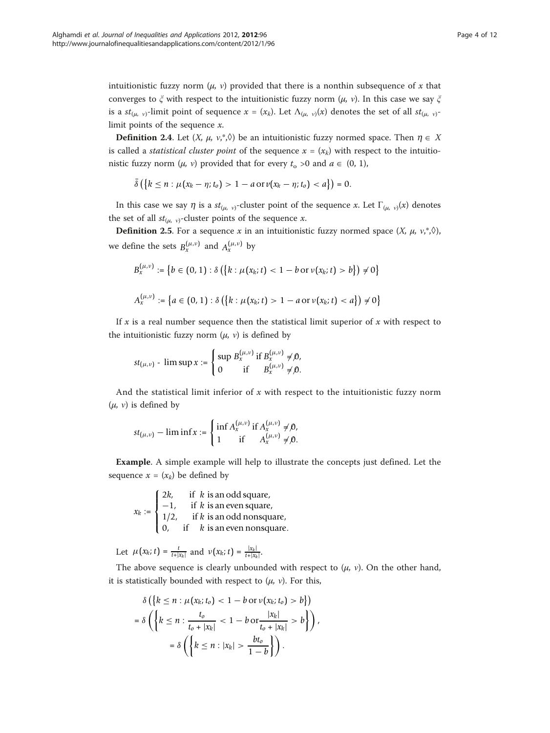intuitionistic fuzzy norm $(\mu, \nu)$ provided that there is a nonthin subsequence of $x$ that converges to $\xi$ with respect to the intuitionistic fuzzy norm $(\mu, \nu)$. In this case we say $\xi$ is a $st_{(\mu, \nu)}$-limit point of sequence $x = (x_k)$. Let $\Lambda_{(\mu, \nu)}(x)$ denotes the set of all $st_{(\mu, \nu)}$-limit points of the sequence $x$.

**Definition 2.4**. Let $(X, \mu, \nu, *, \lozenge)$ be an intuitionistic fuzzy normed space. Then $\eta \in X$ is called a *statistical cluster point* of the sequence $x = (x_k)$ with respect to the intuitionistic fuzzy norm $(\mu, \nu)$ provided that for every $t_o > 0$ and $a \in (0, 1)$,

$$\bar{\delta}\left(\{k \leq n : \mu(x_k - \eta; t_o) > 1 - a \text{ or } \nu(x_k - \eta; t_o) < a\}\right) = 0.$$

In this case we say $\eta$ is a $st_{(\mu, \nu)}$-cluster point of the sequence $x$. Let $\Gamma_{(\mu, \nu)}(x)$ denotes the set of all $st_{(\mu, \nu)}$-cluster points of the sequence $x$.

**Definition 2.5**. For a sequence $x$ in an intuitionistic fuzzy normed space $(X, \mu, \nu, *, \lozenge)$, we define the sets $B_x^{(\mu,\nu)}$ and $A_x^{(\mu,\nu)}$ by

$$B_x^{(\mu,\nu)} := \left\{b \in (0, 1) : \delta\left(\{k : \mu(x_k; t) < 1 - b \text{ or } \nu(x_k; t) > b\}\right) \neq 0\right\}$$

$$A_x^{(\mu,\nu)} := \left\{a \in (0, 1) : \delta\left(\{k : \mu(x_k; t) > 1 - a \text{ or } \nu(x_k; t) < a\}\right) \neq 0\right\}$$

If $x$ is a real number sequence then the statistical limit superior of $x$ with respect to the intuitionistic fuzzy norm $(\mu, \nu)$ is defined by

$$st_{(\mu,\nu)} \text{ - } \limsup x := \begin{cases} \sup B_x^{(\mu,\nu)} \text{ if } B_x^{(\mu,\nu)} \neq \emptyset, \\ 0 \qquad \text{if} \qquad B_x^{(\mu,\nu)} \neq \emptyset. \end{cases}$$

And the statistical limit inferior of $x$ with respect to the intuitionistic fuzzy norm $(\mu, \nu)$ is defined by

$$st_{(\mu,\nu)} - \liminf x := \begin{cases} \inf A_x^{(\mu,\nu)} \text{ if } A_x^{(\mu,\nu)} \neq \emptyset, \\ 1 \qquad \text{if} \qquad A_x^{(\mu,\nu)} \neq \emptyset. \end{cases}$$

**Example**. A simple example will help to illustrate the concepts just defined. Let the sequence $x = (x_k)$ be defined by

$$x_k := \begin{cases} 2k, & \text{if } k \text{ is an odd square,} \\ -1, & \text{if } k \text{ is an even square,} \\ 1/2, & \text{if } k \text{ is an odd nonsquare,} \\ 0, & \text{if } k \text{ is an even nonsquare.} \end{cases}$$

Let $\mu(x_k; t) = \frac{t}{t+|x_k|}$ and $\nu(x_k; t) = \frac{|x_k|}{t+|x_k|}$.

The above sequence is clearly unbounded with respect to $(\mu, \nu)$. On the other hand, it is statistically bounded with respect to $(\mu, \nu)$. For this,

$$\begin{aligned} &\delta\left(\{k \leq n : \mu(x_k; t_o) < 1 - b \text{ or } \nu(x_k; t_o) > b\}\right) \\ &= \delta\left(\left\{k \leq n : \frac{t_o}{t_o + |x_k|} < 1 - b \text{ or } \frac{|x_k|}{t_o + |x_k|} > b\right\}\right), \\ &\qquad = \delta\left(\left\{k \leq n : |x_k| > \frac{bt_o}{1 - b}\right\}\right). \end{aligned}$$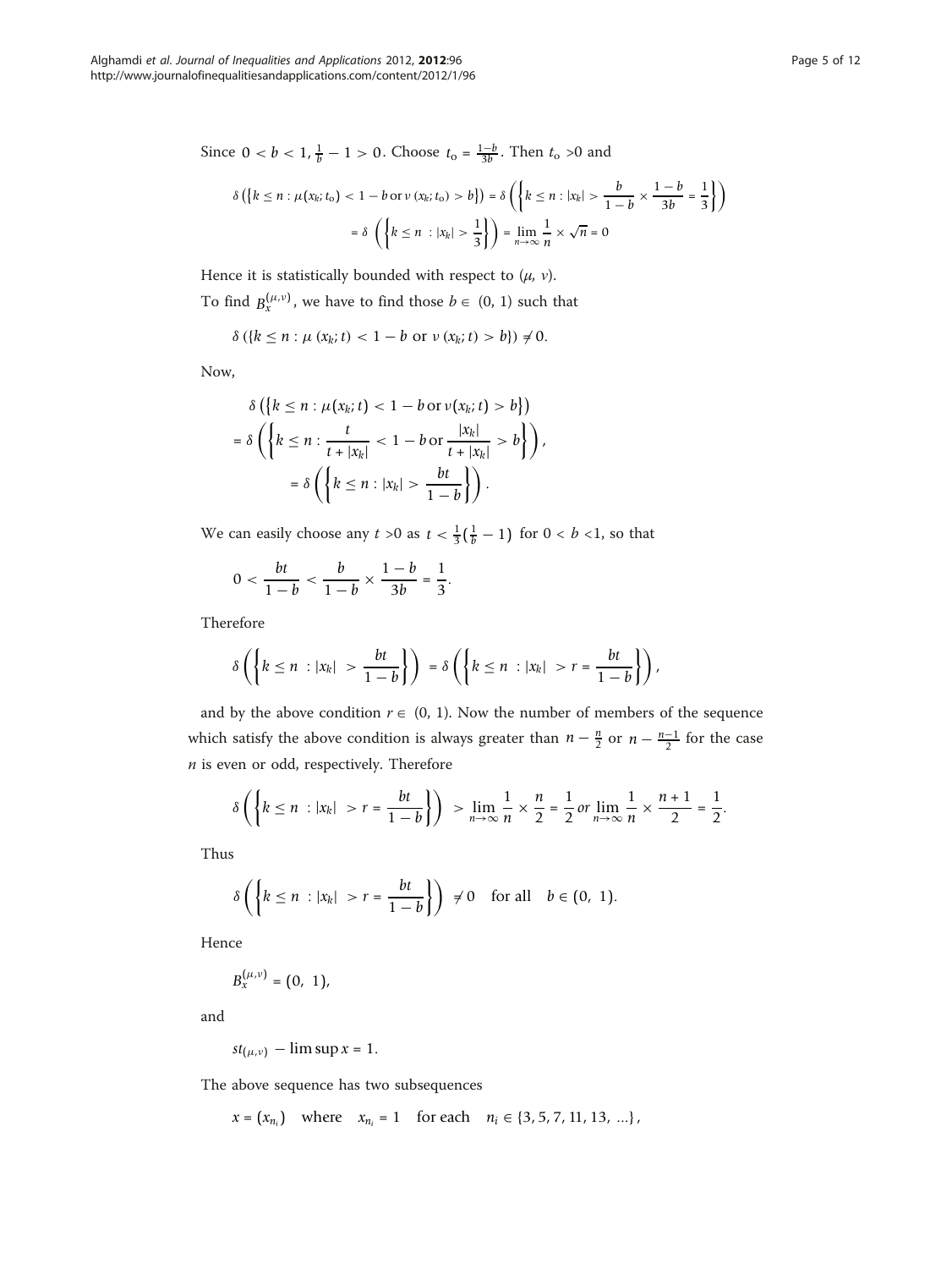Since $0 < b < 1, \frac{1}{b} - 1 > 0$. Choose $t_o = \frac{1-b}{3b}$. Then $t_o > 0$ and

$$\delta\left(\left\{k \le n : \mu(x_k; t_o) < 1 - b \text{ or } \nu(x_k; t_o) > b\right\}\right) = \delta\left(\left\{k \le n : |x_k| > \frac{b}{1-b} \times \frac{1-b}{3b} = \frac{1}{3}\right\}\right)$$
$$= \delta\left(\left\{k \le n : |x_k| > \frac{1}{3}\right\}\right) = \lim_{n \to \infty} \frac{1}{n} \times \sqrt{n} = 0$$

Hence it is statistically bounded with respect to $(\mu, \nu)$.

To find $B_x^{(\mu,\nu)}$, we have to find those $b \in (0, 1)$ such that

$$\delta\left(\{k \le n : \mu(x_k; t) < 1 - b \text{ or } \nu(x_k; t) > b\}\right) \ne 0.$$

Now,

$$\begin{aligned}
&\delta\left(\left\{k \le n : \mu(x_k; t) < 1 - b \text{ or } \nu(x_k; t) > b\right\}\right) \\
&= \delta\left(\left\{k \le n : \frac{t}{t + |x_k|} < 1 - b \text{ or } \frac{|x_k|}{t + |x_k|} > b\right\}\right), \\
&= \delta\left(\left\{k \le n : |x_k| > \frac{bt}{1-b}\right\}\right).
\end{aligned}$$

We can easily choose any $t > 0$ as $t < \frac{1}{3}(\frac{1}{b} - 1)$ for $0 < b < 1$, so that

$$0 < \frac{bt}{1-b} < \frac{b}{1-b} \times \frac{1-b}{3b} = \frac{1}{3}.$$

Therefore

$$\delta\left(\left\{k \le n : |x_k| > \frac{bt}{1-b}\right\}\right) = \delta\left(\left\{k \le n : |x_k| > r = \frac{bt}{1-b}\right\}\right),$$

and by the above condition $r \in (0, 1)$. Now the number of members of the sequence which satisfy the above condition is always greater than $n - \frac{n}{2}$ or $n - \frac{n-1}{2}$ for the case $n$ is even or odd, respectively. Therefore

$$\delta\left(\left\{k \le n : |x_k| > r = \frac{bt}{1-b}\right\}\right) > \lim_{n \to \infty} \frac{1}{n} \times \frac{n}{2} = \frac{1}{2} \text{ or } \lim_{n \to \infty} \frac{1}{n} \times \frac{n+1}{2} = \frac{1}{2}.$$

Thus

$$\delta\left(\left\{k \le n : |x_k| > r = \frac{bt}{1-b}\right\}\right) \ne 0 \quad \text{for all} \quad b \in (0, 1).$$

Hence

$$B_x^{(\mu,\nu)} = (0, 1),$$

and

$$st_{(\mu,\nu)} - \limsup x = 1.$$

The above sequence has two subsequences

$$x = (x_{n_i}) \quad \text{where} \quad x_{n_i} = 1 \quad \text{for each} \quad n_i \in \{3, 5, 7, 11, 13, \ldots\},$$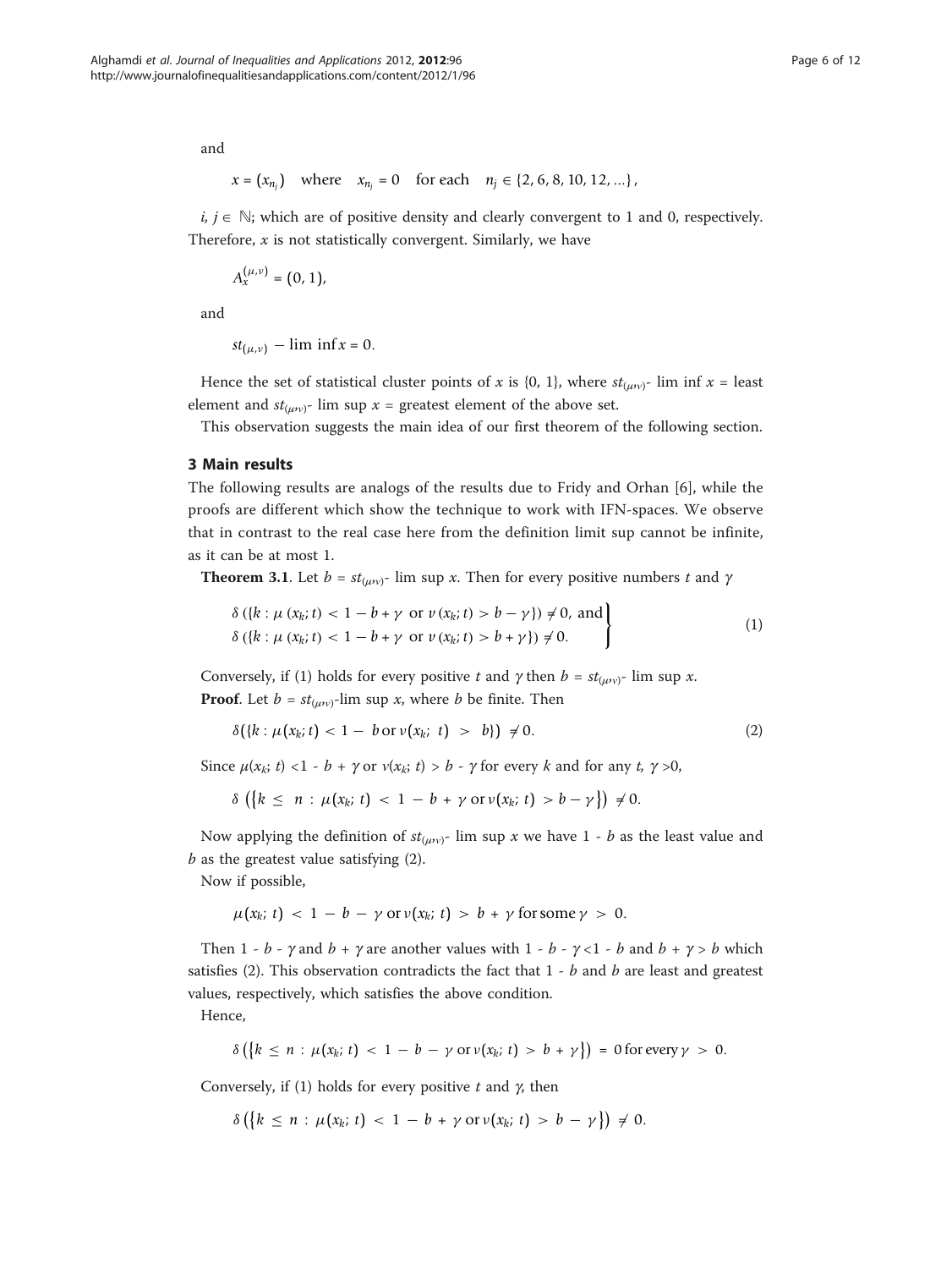and

$$x = (x_{n_j}) \quad \text{where} \quad x_{n_j} = 0 \quad \text{for each} \quad n_j \in \{2, 6, 8, 10, 12, \ldots\},$$

$i, j \in \mathbb{N}$; which are of positive density and clearly convergent to 1 and 0, respectively. Therefore, $x$ is not statistically convergent. Similarly, we have

$$A_x^{(\mu,\nu)} = (0, 1),$$

and

$$st_{(\mu,\nu)} - \lim\inf x = 0.$$

Hence the set of statistical cluster points of $x$ is {0, 1}, where $st_{(\mu,\nu)}$- lim inf $x$ = least element and $st_{(\mu,\nu)}$- lim sup $x$ = greatest element of the above set.

This observation suggests the main idea of our first theorem of the following section.

## 3 Main results

The following results are analogs of the results due to Fridy and Orhan [6], while the proofs are different which show the technique to work with IFN-spaces. We observe that in contrast to the real case here from the definition limit sup cannot be infinite, as it can be at most 1.

**Theorem 3.1**. Let $b = st_{(\mu,\nu)}$- lim sup $x$. Then for every positive numbers $t$ and $\gamma$

$$\left.\begin{aligned} &\delta\left(\{k : \mu(x_k; t) < 1 - b + \gamma \text{ or } \nu(x_k; t) > b - \gamma\}\right) \neq 0, \text{ and} \\ &\delta\left(\{k : \mu(x_k; t) < 1 - b + \gamma \text{ or } \nu(x_k; t) > b + \gamma\}\right) \neq 0. \end{aligned}\right\} \tag{1}$$

Conversely, if (1) holds for every positive $t$ and $\gamma$ then $b = st_{(\mu,\nu)}$- lim sup $x$.

**Proof**. Let $b = st_{(\mu,\nu)}$-lim sup $x$, where $b$ be finite. Then

$$\delta(\{k : \mu(x_k; t) < 1 - b \text{ or } \nu(x_k; t) > b\}) \neq 0. \tag{2}$$

Since $\mu(x_k; t) < 1 - b + \gamma$ or $\nu(x_k; t) > b - \gamma$ for every $k$ and for any $t, \gamma > 0$,

$$\delta\left(\left\{k \leq n : \mu(x_k; t) < 1 - b + \gamma \text{ or } \nu(x_k; t) > b - \gamma\right\}\right) \neq 0.$$

Now applying the definition of $st_{(\mu,\nu)}$- lim sup $x$ we have $1 - b$ as the least value and $b$ as the greatest value satisfying (2).

Now if possible,

$$\mu(x_k; t) < 1 - b - \gamma \text{ or } \nu(x_k; t) > b + \gamma \text{ for some } \gamma > 0.$$

Then $1 - b - \gamma$ and $b + \gamma$ are another values with $1 - b - \gamma < 1 - b$ and $b + \gamma > b$ which satisfies (2). This observation contradicts the fact that $1 - b$ and $b$ are least and greatest values, respectively, which satisfies the above condition.

Hence,

$$\delta\left(\left\{k \leq n : \mu(x_k; t) < 1 - b - \gamma \text{ or } \nu(x_k; t) > b + \gamma\right\}\right) = 0 \text{ for every } \gamma > 0.$$

Conversely, if (1) holds for every positive $t$ and $\gamma$, then

$$\delta\left(\left\{k \leq n : \mu(x_k; t) < 1 - b + \gamma \text{ or } \nu(x_k; t) > b - \gamma\right\}\right) \neq 0.$$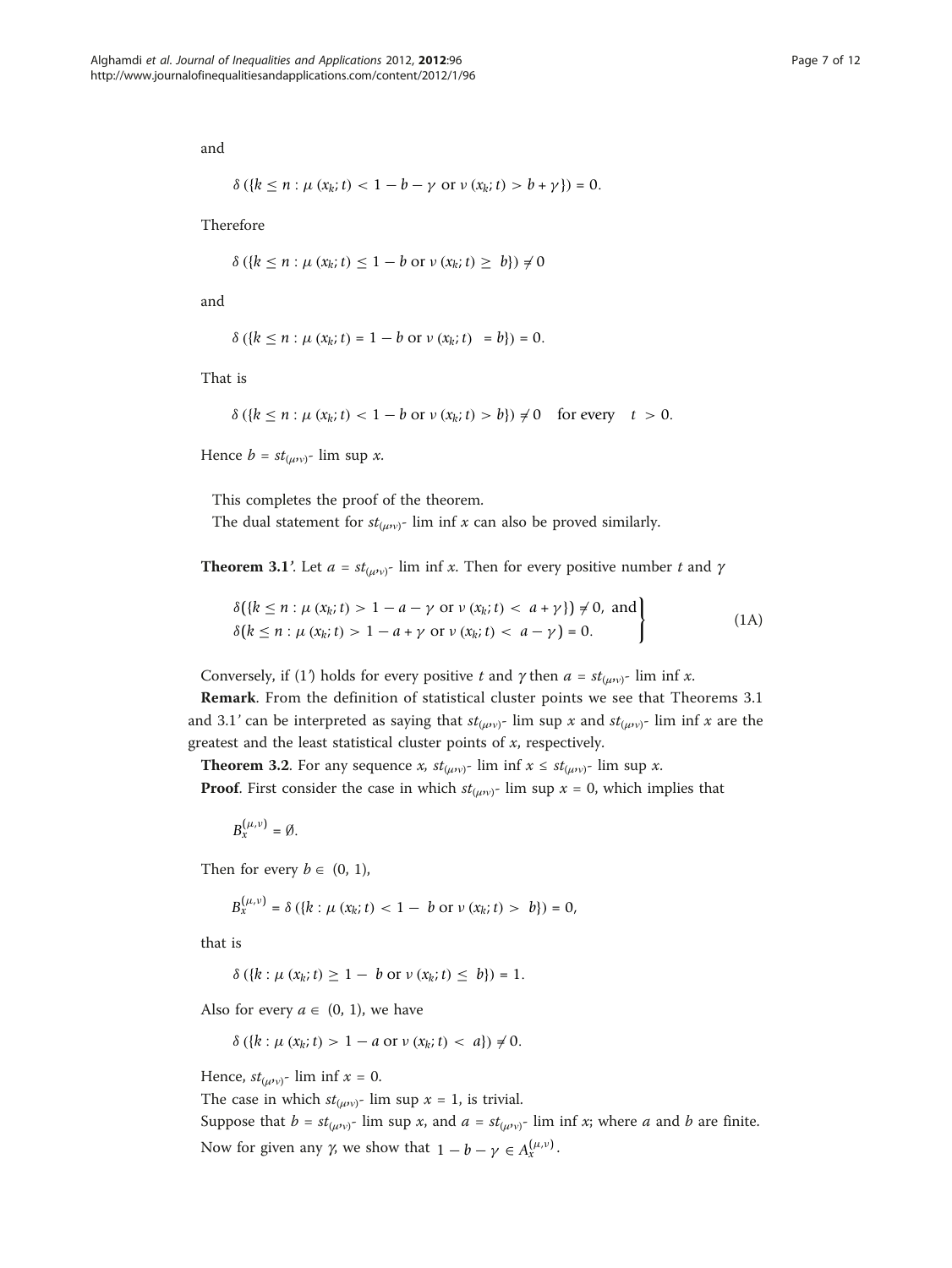and

$$\delta\left(\{k \le n : \mu\left(x_k; t\right) < 1 - b - \gamma \text{ or } \nu\left(x_k; t\right) > b + \gamma\}\right) = 0.$$

Therefore

$$\delta\left(\{k \le n : \mu\left(x_k; t\right) \le 1 - b \text{ or } \nu\left(x_k; t\right) \ge b\}\right) \ne 0$$

and

$$\delta\left(\{k \le n : \mu\left(x_k; t\right) = 1 - b \text{ or } \nu\left(x_k; t\right) = b\}\right) = 0.$$

That is

$$\delta\left(\{k \le n : \mu\left(x_k; t\right) < 1 - b \text{ or } \nu\left(x_k; t\right) > b\}\right) \ne 0 \quad \text{for every} \quad t > 0.$$

Hence $b = st_{(\mu,\nu)}$- lim sup $x$.

This completes the proof of the theorem.

The dual statement for $st_{(\mu,\nu)}$- lim inf $x$ can also be proved similarly.

**Theorem 3.1'**. Let $a = st_{(\mu,\nu)}$- lim inf $x$. Then for every positive number $t$ and $\gamma$

$$\left.\begin{array}{l}\delta\left(\{k \le n : \mu\left(x_k; t\right) > 1 - a - \gamma \text{ or } \nu\left(x_k; t\right) < a + \gamma\}\right) \ne 0, \text{ and}\\ \delta\left(k \le n : \mu\left(x_k; t\right) > 1 - a + \gamma \text{ or } \nu\left(x_k; t\right) < a - \gamma\right) = 0.\end{array}\right\} \tag{1A}$$

Conversely, if (1') holds for every positive $t$ and $\gamma$ then $a = st_{(\mu,\nu)}$- lim inf $x$.

**Remark**. From the definition of statistical cluster points we see that Theorems 3.1 and 3.1' can be interpreted as saying that $st_{(\mu,\nu)}$- lim sup $x$ and $st_{(\mu,\nu)}$- lim inf $x$ are the greatest and the least statistical cluster points of $x$, respectively.

**Theorem 3.2**. For any sequence $x$, $st_{(\mu,\nu)}$- lim inf $x \le st_{(\mu,\nu)}$- lim sup $x$.

**Proof**. First consider the case in which $st_{(\mu,\nu)}$- lim sup $x = 0$, which implies that

$$B_x^{(\mu,\nu)} = \emptyset.$$

Then for every $b \in (0, 1)$,

$$B_x^{(\mu,\nu)} = \delta\left(\{k : \mu\left(x_k; t\right) < 1 - b \text{ or } \nu\left(x_k; t\right) > b\}\right) = 0,$$

that is

$$\delta\left(\{k : \mu\left(x_k; t\right) \ge 1 - b \text{ or } \nu\left(x_k; t\right) \le b\}\right) = 1.$$

Also for every $a \in (0, 1)$, we have

$$\delta\left(\{k : \mu\left(x_k; t\right) > 1 - a \text{ or } \nu\left(x_k; t\right) < a\}\right) \ne 0.$$

Hence, $st_{(\mu,\nu)}$- lim inf $x = 0$.

The case in which $st_{(\mu,\nu)}$- lim sup $x = 1$, is trivial.

Suppose that $b = st_{(\mu,\nu)}$- lim sup $x$, and $a = st_{(\mu,\nu)}$- lim inf $x$; where $a$ and $b$ are finite. Now for given any $\gamma$, we show that $1 - b - \gamma \in A_x^{(\mu,\nu)}$.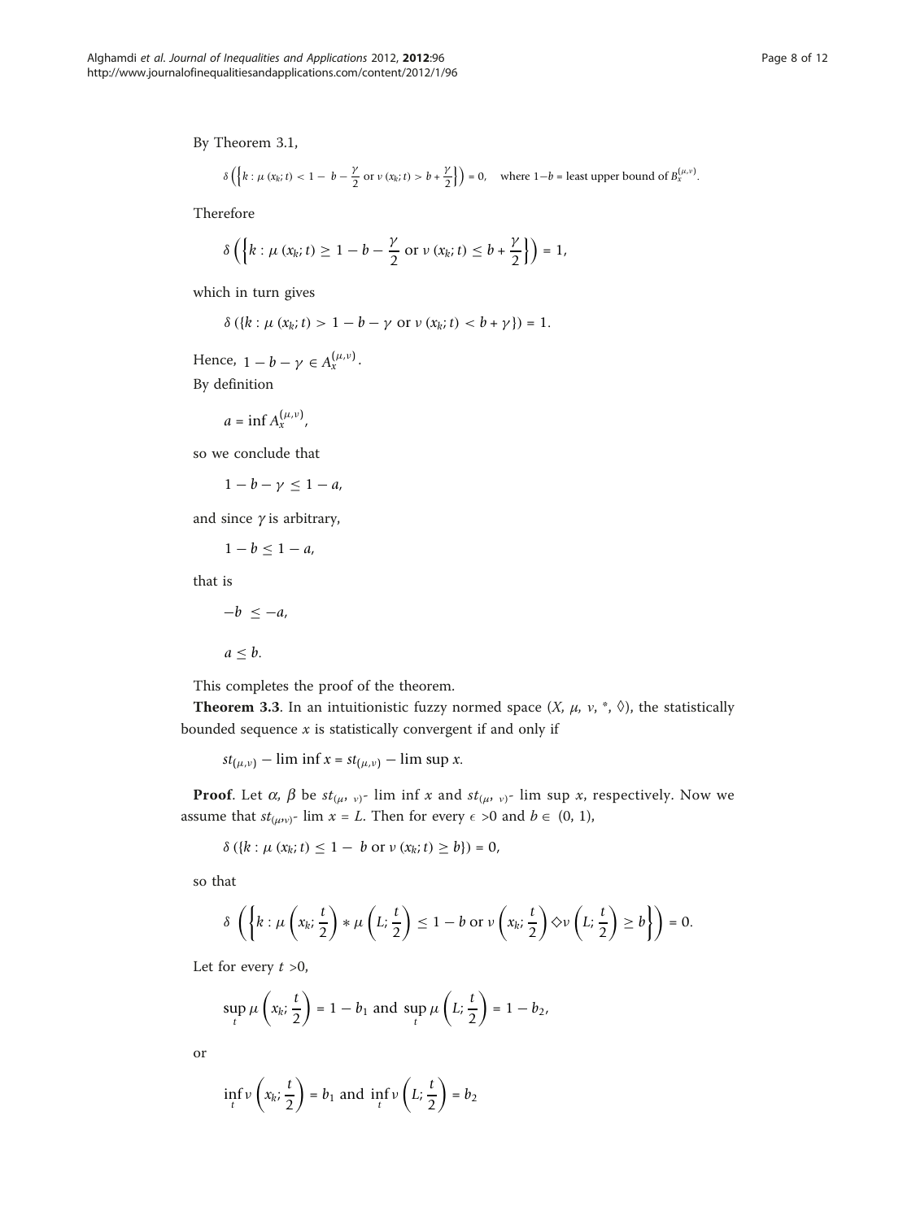By Theorem 3.1,

$$\delta\left(\left\{k : \mu\left(x_k; t\right) < 1 - \ b - \frac{\gamma}{2} \text{ or } \nu\left(x_k; t\right) > b + \frac{\gamma}{2}\right\}\right) = 0, \quad \text{where } 1{-}b = \text{least upper bound of } B_x^{(\mu,\nu)}.$$

Therefore

$$\delta\left(\left\{k : \mu\left(x_k; t\right) \geq 1 - b - \frac{\gamma}{2} \text{ or } \nu\left(x_k; t\right) \leq b + \frac{\gamma}{2}\right\}\right) = 1,$$

which in turn gives

$$\delta\left(\{k : \mu\left(x_k; t\right) > 1 - b - \gamma \text{ or } \nu\left(x_k; t\right) < b + \gamma\}\right) = 1.$$

Hence, $1 - b - \gamma \in A_x^{(\mu,\nu)}$.

By definition

$$a = \inf A_x^{(\mu,\nu)},$$

so we conclude that

$$1 - b - \gamma \leq 1 - a,$$

and since $\gamma$ is arbitrary,

$$1 - b \leq 1 - a,$$

that is

$$-b \ \leq -a,$$

$$a \leq b.$$

This completes the proof of the theorem.

**Theorem 3.3**. In an intuitionistic fuzzy normed space $(X, \mu, \nu, *, \lozenge)$, the statistically bounded sequence $x$ is statistically convergent if and only if

$$st_{(\mu,\nu)} - \liminf x = st_{(\mu,\nu)} - \limsup x.$$

**Proof**. Let $\alpha$, $\beta$ be $st_{(\mu,\ \nu)}$- lim inf $x$ and $st_{(\mu,\ \nu)}$- lim sup $x$, respectively. Now we assume that $st_{(\mu,\nu)}$- lim $x = L$. Then for every $\epsilon > 0$ and $b \in (0, 1)$,

$$\delta\left(\{k : \mu\left(x_k; t\right) \leq 1 - \ b \text{ or } \nu\left(x_k; t\right) \geq b\}\right) = 0,$$

so that

$$\delta\ \left(\left\{k : \mu\left(x_k; \frac{t}{2}\right) * \mu\left(L; \frac{t}{2}\right) \leq 1 - b \text{ or } \nu\left(x_k; \frac{t}{2}\right) \lozenge \nu\left(L; \frac{t}{2}\right) \geq b\right\}\right) = 0.$$

Let for every $t > 0$,

$$\sup_t \mu\left(x_k; \frac{t}{2}\right) = 1 - b_1 \text{ and } \sup_t \mu\left(L; \frac{t}{2}\right) = 1 - b_2,$$

or

$$\inf_t \nu\left(x_k; \frac{t}{2}\right) = b_1 \text{ and } \inf_t \nu\left(L; \frac{t}{2}\right) = b_2$$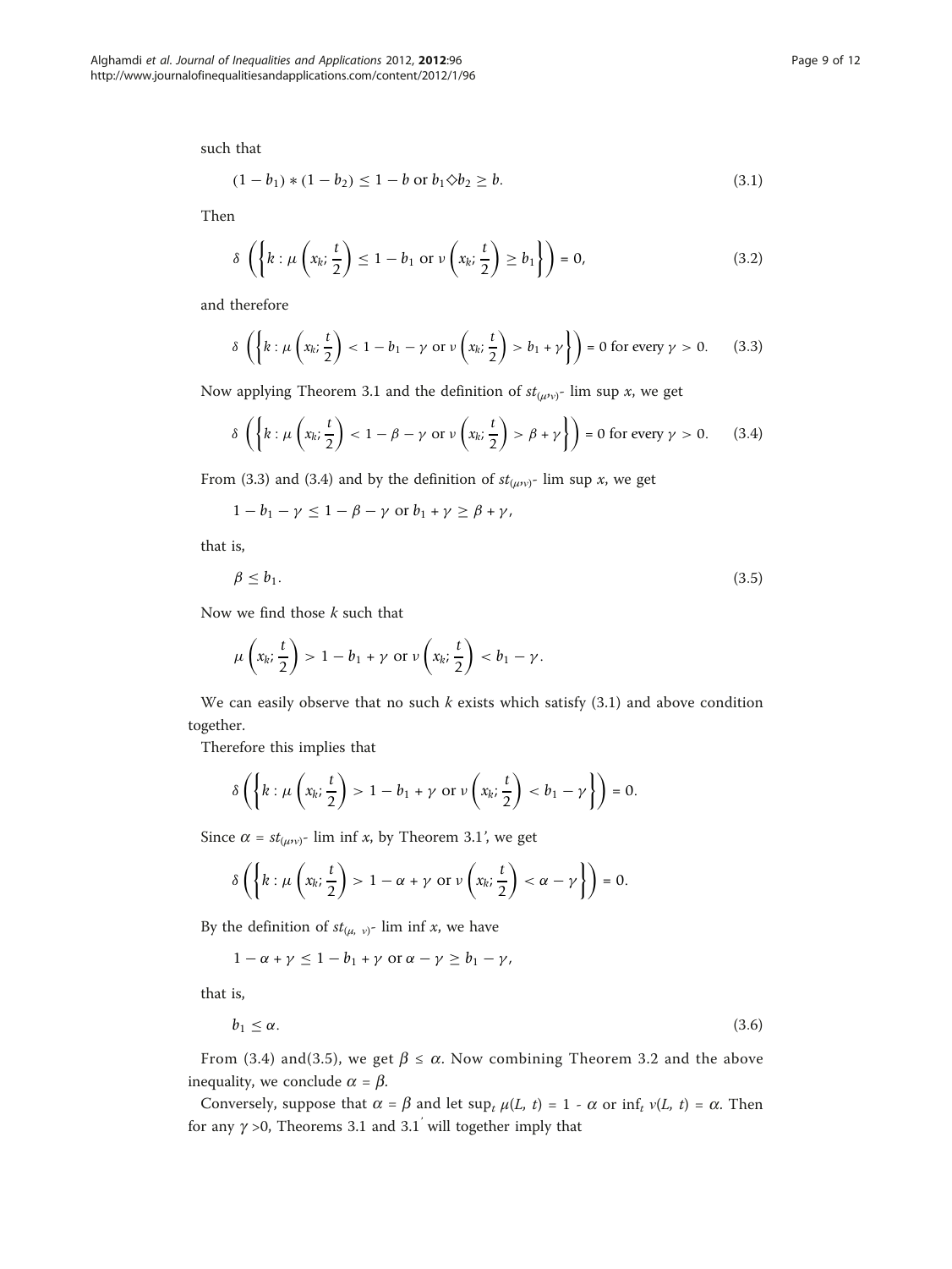such that

$$(1 - b_1) * (1 - b_2) \leq 1 - b \text{ or } b_1 \diamond b_2 \geq b. \tag{3.1}$$

Then

$$\delta \left( \left\{ k : \mu \left( x_k; \frac{t}{2} \right) \leq 1 - b_1 \text{ or } \nu \left( x_k; \frac{t}{2} \right) \geq b_1 \right\} \right) = 0, \tag{3.2}$$

and therefore

$$\delta \left( \left\{ k : \mu \left( x_k; \frac{t}{2} \right) < 1 - b_1 - \gamma \text{ or } \nu \left( x_k; \frac{t}{2} \right) > b_1 + \gamma \right\} \right) = 0 \text{ for every } \gamma > 0. \tag{3.3}$$

Now applying Theorem 3.1 and the definition of $st_{(\mu,\nu)}$- lim sup $x$, we get

$$\delta \left( \left\{ k : \mu \left( x_k; \frac{t}{2} \right) < 1 - \beta - \gamma \text{ or } \nu \left( x_k; \frac{t}{2} \right) > \beta + \gamma \right\} \right) = 0 \text{ for every } \gamma > 0. \tag{3.4}$$

From (3.3) and (3.4) and by the definition of $st_{(\mu,\nu)}$- lim sup $x$, we get

$$1 - b_1 - \gamma \leq 1 - \beta - \gamma \text{ or } b_1 + \gamma \geq \beta + \gamma,$$

that is,

$$\beta \leq b_1. \tag{3.5}$$

Now we find those $k$ such that

$$\mu \left( x_k; \frac{t}{2} \right) > 1 - b_1 + \gamma \text{ or } \nu \left( x_k; \frac{t}{2} \right) < b_1 - \gamma.$$

We can easily observe that no such $k$ exists which satisfy (3.1) and above condition together.

Therefore this implies that

$$\delta \left( \left\{ k : \mu \left( x_k; \frac{t}{2} \right) > 1 - b_1 + \gamma \text{ or } \nu \left( x_k; \frac{t}{2} \right) < b_1 - \gamma \right\} \right) = 0.$$

Since $\alpha = st_{(\mu,\nu)}$- lim inf $x$, by Theorem 3.1', we get

$$\delta \left( \left\{ k : \mu \left( x_k; \frac{t}{2} \right) > 1 - \alpha + \gamma \text{ or } \nu \left( x_k; \frac{t}{2} \right) < \alpha - \gamma \right\} \right) = 0.$$

By the definition of $st_{(\mu,\ \nu)}$- lim inf $x$, we have

$$1 - \alpha + \gamma \leq 1 - b_1 + \gamma \text{ or } \alpha - \gamma \geq b_1 - \gamma,$$

that is,

$$b_1 \leq \alpha. \tag{3.6}$$

From (3.4) and(3.5), we get $\beta \leq \alpha$. Now combining Theorem 3.2 and the above inequality, we conclude $\alpha = \beta$.

Conversely, suppose that $\alpha = \beta$ and let $\sup_t \mu(L, t) = 1 - \alpha$ or $\inf_t \nu(L, t) = \alpha$. Then for any $\gamma > 0$, Theorems 3.1 and 3.1$'$ will together imply that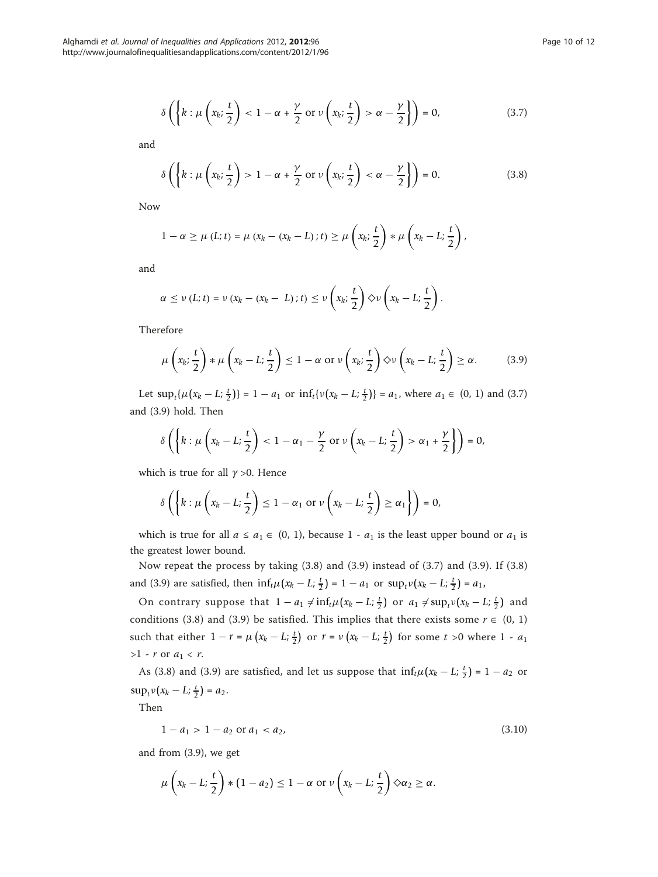$$\delta\left(\left\{k : \mu\left(x_k; \frac{t}{2}\right) < 1 - \alpha + \frac{\gamma}{2} \text{ or } \nu\left(x_k; \frac{t}{2}\right) > \alpha - \frac{\gamma}{2}\right\}\right) = 0, \tag{3.7}$$

and

$$\delta\left(\left\{k : \mu\left(x_k; \frac{t}{2}\right) > 1 - \alpha + \frac{\gamma}{2} \text{ or } \nu\left(x_k; \frac{t}{2}\right) < \alpha - \frac{\gamma}{2}\right\}\right) = 0. \tag{3.8}$$

Now

$$1 - \alpha \geq \mu(L; t) = \mu(x_k - (x_k - L); t) \geq \mu\left(x_k; \frac{t}{2}\right) * \mu\left(x_k - L; \frac{t}{2}\right),$$

and

$$\alpha \leq \nu(L; t) = \nu(x_k - (x_k - L); t) \leq \nu\left(x_k; \frac{t}{2}\right) \diamond \nu\left(x_k - L; \frac{t}{2}\right).$$

Therefore

$$\mu\left(x_k; \frac{t}{2}\right) * \mu\left(x_k - L; \frac{t}{2}\right) \leq 1 - \alpha \text{ or } \nu\left(x_k; \frac{t}{2}\right) \diamond \nu\left(x_k - L; \frac{t}{2}\right) \geq \alpha. \tag{3.9}$$

Let $\sup_t\{\mu(x_k - L; \frac{t}{2})\} = 1 - a_1$ or $\inf_t\{\nu(x_k - L; \frac{t}{2})\} = a_1$, where $a_1 \in (0, 1)$ and (3.7) and (3.9) hold. Then

$$\delta\left(\left\{k : \mu\left(x_k - L; \frac{t}{2}\right) < 1 - \alpha_1 - \frac{\gamma}{2} \text{ or } \nu\left(x_k - L; \frac{t}{2}\right) > \alpha_1 + \frac{\gamma}{2}\right\}\right) = 0,$$

which is true for all $\gamma > 0$. Hence

$$\delta\left(\left\{k : \mu\left(x_k - L; \frac{t}{2}\right) \leq 1 - \alpha_1 \text{ or } \nu\left(x_k - L; \frac{t}{2}\right) \geq \alpha_1\right\}\right) = 0,$$

which is true for all $a \leq a_1 \in (0, 1)$, because $1 - a_1$ is the least upper bound or $a_1$ is the greatest lower bound.

Now repeat the process by taking (3.8) and (3.9) instead of (3.7) and (3.9). If (3.8) and (3.9) are satisfied, then $\inf_t \mu(x_k - L; \frac{t}{2}) = 1 - a_1$ or $\sup_t \nu(x_k - L; \frac{t}{2}) = a_1$,

On contrary suppose that $1 - a_1 \neq \inf_t \mu(x_k - L; \frac{t}{2})$ or $a_1 \neq \sup_t \nu(x_k - L; \frac{t}{2})$ and conditions (3.8) and (3.9) be satisfied. This implies that there exists some $r \in (0, 1)$ such that either $1 - r = \mu(x_k - L; \frac{t}{2})$ or $r = \nu(x_k - L; \frac{t}{2})$ for some $t > 0$ where $1 - a_1 > 1 - r$ or $a_1 < r$.

As (3.8) and (3.9) are satisfied, and let us suppose that $\inf_t \mu(x_k - L; \frac{t}{2}) = 1 - a_2$ or $\sup_t \nu(x_k - L; \frac{t}{2}) = a_2$.

Then

$$1 - a_1 > 1 - a_2 \text{ or } a_1 < a_2, \tag{3.10}$$

and from (3.9), we get

$$\mu\left(x_k - L; \frac{t}{2}\right) * (1 - a_2) \leq 1 - \alpha \text{ or } \nu\left(x_k - L; \frac{t}{2}\right) \diamond \alpha_2 \geq \alpha.$$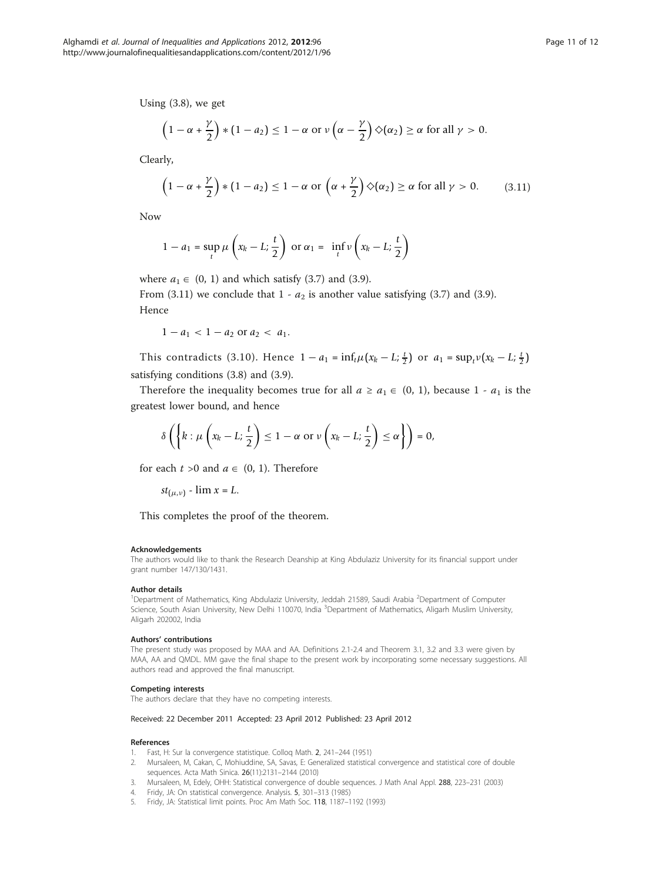Using (3.8), we get

$$\left(1-\alpha+\frac{\gamma}{2}\right)*(1-a_2)\leq 1-\alpha \text{ or } \nu\left(\alpha-\frac{\gamma}{2}\right)\diamondsuit(\alpha_2)\geq\alpha \text{ for all } \gamma>0.$$

Clearly,

$$\left(1-\alpha+\frac{\gamma}{2}\right)*(1-a_2)\leq 1-\alpha \text{ or } \left(\alpha+\frac{\gamma}{2}\right)\diamondsuit(\alpha_2)\geq\alpha \text{ for all } \gamma>0. \tag{3.11}$$

Now

$$1-a_1=\sup_t \mu\left(x_k-L;\frac{t}{2}\right) \text{ or } \alpha_1=\inf_t \nu\left(x_k-L;\frac{t}{2}\right)$$

where $a_1 \in (0, 1)$ and which satisfy (3.7) and (3.9).

From (3.11) we conclude that $1 - a_2$ is another value satisfying (3.7) and (3.9).

Hence

$$1-a_1<1-a_2 \text{ or } a_2<a_1.$$

This contradicts (3.10). Hence $1-a_1=\inf_t\mu(x_k-L;\frac{t}{2})$ or $a_1=\sup_t\nu(x_k-L;\frac{t}{2})$ satisfying conditions (3.8) and (3.9).

Therefore the inequality becomes true for all $a \geq a_1 \in (0, 1)$, because $1 - a_1$ is the greatest lower bound, and hence

$$\delta\left(\left\{k:\mu\left(x_k-L;\frac{t}{2}\right)\leq 1-\alpha \text{ or } \nu\left(x_k-L;\frac{t}{2}\right)\leq\alpha\right\}\right)=0,$$

for each $t > 0$ and $a \in (0, 1)$. Therefore

$st_{(\mu,\nu)}$ - $\lim x = L$.

This completes the proof of the theorem.

#### Acknowledgements

The authors would like to thank the Research Deanship at King Abdulaziz University for its financial support under grant number 147/130/1431.

#### Author details

[1]Department of Mathematics, King Abdulaziz University, Jeddah 21589, Saudi Arabia [2]Department of Computer Science, South Asian University, New Delhi 110070, India [3]Department of Mathematics, Aligarh Muslim University, Aligarh 202002, India

#### Authors' contributions

The present study was proposed by MAA and AA. Definitions 2.1-2.4 and Theorem 3.1, 3.2 and 3.3 were given by MAA, AA and QMDL. MM gave the final shape to the present work by incorporating some necessary suggestions. All authors read and approved the final manuscript.

#### Competing interests

The authors declare that they have no competing interests.

Received: 22 December 2011 Accepted: 23 April 2012 Published: 23 April 2012

#### References

1. Fast, H: Sur la convergence statistique. Colloq Math. **2**, 241–244 (1951)
2. Mursaleen, M, Cakan, C, Mohiuddine, SA, Savas, E: Generalized statistical convergence and statistical core of double sequences. Acta Math Sinica. **26**(11):2131–2144 (2010)
3. Mursaleen, M, Edely, OHH: Statistical convergence of double sequences. J Math Anal Appl. **288**, 223–231 (2003)
4. Fridy, JA: On statistical convergence. Analysis. **5**, 301–313 (1985)
5. Fridy, JA: Statistical limit points. Proc Am Math Soc. **118**, 1187–1192 (1993)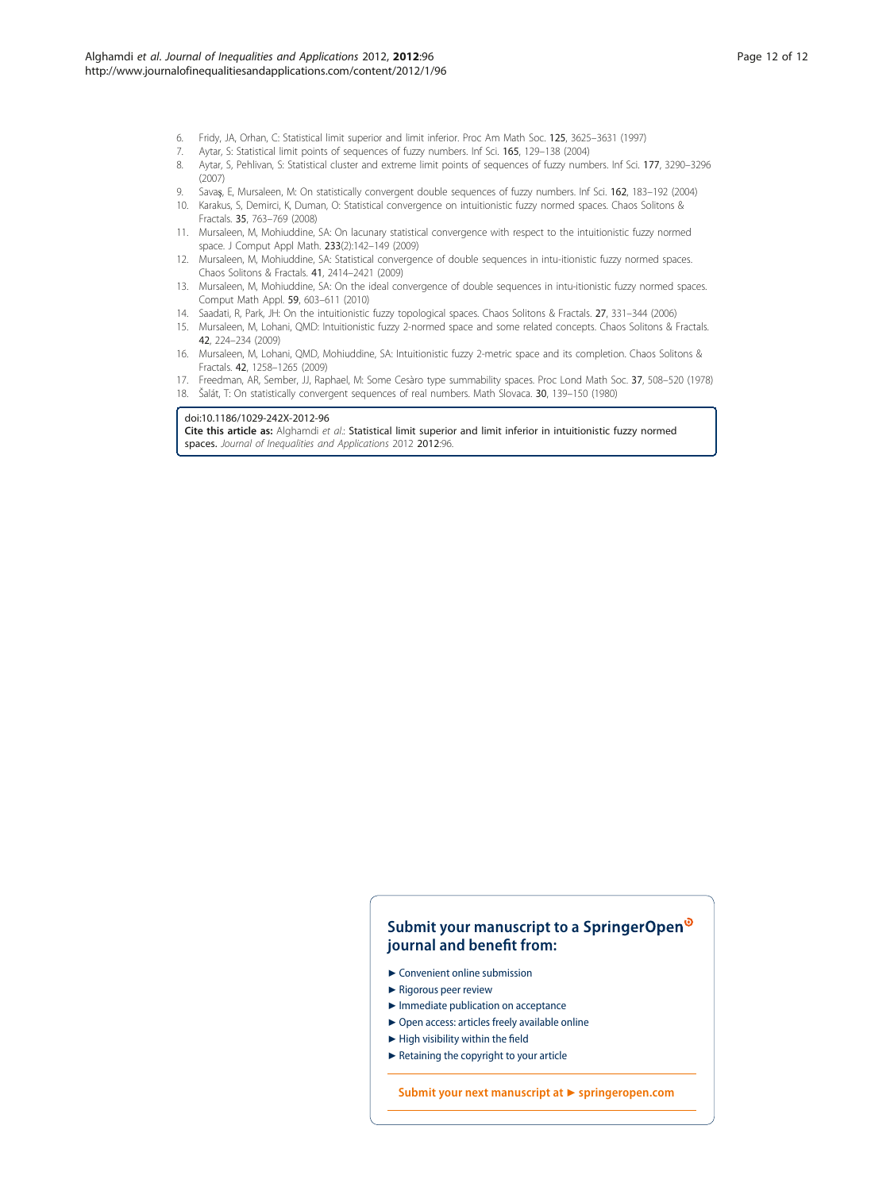6. Fridy, JA, Orhan, C: Statistical limit superior and limit inferior. Proc Am Math Soc. **125**, 3625–3631 (1997)
7. Aytar, S: Statistical limit points of sequences of fuzzy numbers. Inf Sci. **165**, 129–138 (2004)
8. Aytar, S, Pehlivan, S: Statistical cluster and extreme limit points of sequences of fuzzy numbers. Inf Sci. **177**, 3290–3296 (2007)
9. Savaş, E, Mursaleen, M: On statistically convergent double sequences of fuzzy numbers. Inf Sci. **162**, 183–192 (2004)
10. Karakus, S, Demirci, K, Duman, O: Statistical convergence on intuitionistic fuzzy normed spaces. Chaos Solitons & Fractals. **35**, 763–769 (2008)
11. Mursaleen, M, Mohiuddine, SA: On lacunary statistical convergence with respect to the intuitionistic fuzzy normed space. J Comput Appl Math. **233**(2):142–149 (2009)
12. Mursaleen, M, Mohiuddine, SA: Statistical convergence of double sequences in intu-itionistic fuzzy normed spaces. Chaos Solitons & Fractals. **41**, 2414–2421 (2009)
13. Mursaleen, M, Mohiuddine, SA: On the ideal convergence of double sequences in intu-itionistic fuzzy normed spaces. Comput Math Appl. **59**, 603–611 (2010)
14. Saadati, R, Park, JH: On the intuitionistic fuzzy topological spaces. Chaos Solitons & Fractals. **27**, 331–344 (2006)
15. Mursaleen, M, Lohani, QMD: Intuitionistic fuzzy 2-normed space and some related concepts. Chaos Solitons & Fractals. **42**, 224–234 (2009)
16. Mursaleen, M, Lohani, QMD, Mohiuddine, SA: Intuitionistic fuzzy 2-metric space and its completion. Chaos Solitons & Fractals. **42**, 1258–1265 (2009)
17. Freedman, AR, Sember, JJ, Raphael, M: Some Cesàro type summability spaces. Proc Lond Math Soc. **37**, 508–520 (1978)
18. Šalát, T: On statistically convergent sequences of real numbers. Math Slovaca. **30**, 139–150 (1980)

doi:10.1186/1029-242X-2012-96

**Cite this article as:** Alghamdi *et al.*: Statistical limit superior and limit inferior in intuitionistic fuzzy normed spaces. *Journal of Inequalities and Applications* 2012 **2012**:96.

**Submit your manuscript to a SpringerOpen journal and benefit from:**

- ► Convenient online submission
- ► Rigorous peer review
- ► Immediate publication on acceptance
- ► Open access: articles freely available online
- ► High visibility within the field
- ► Retaining the copyright to your article

**Submit your next manuscript at ► springeropen.com**